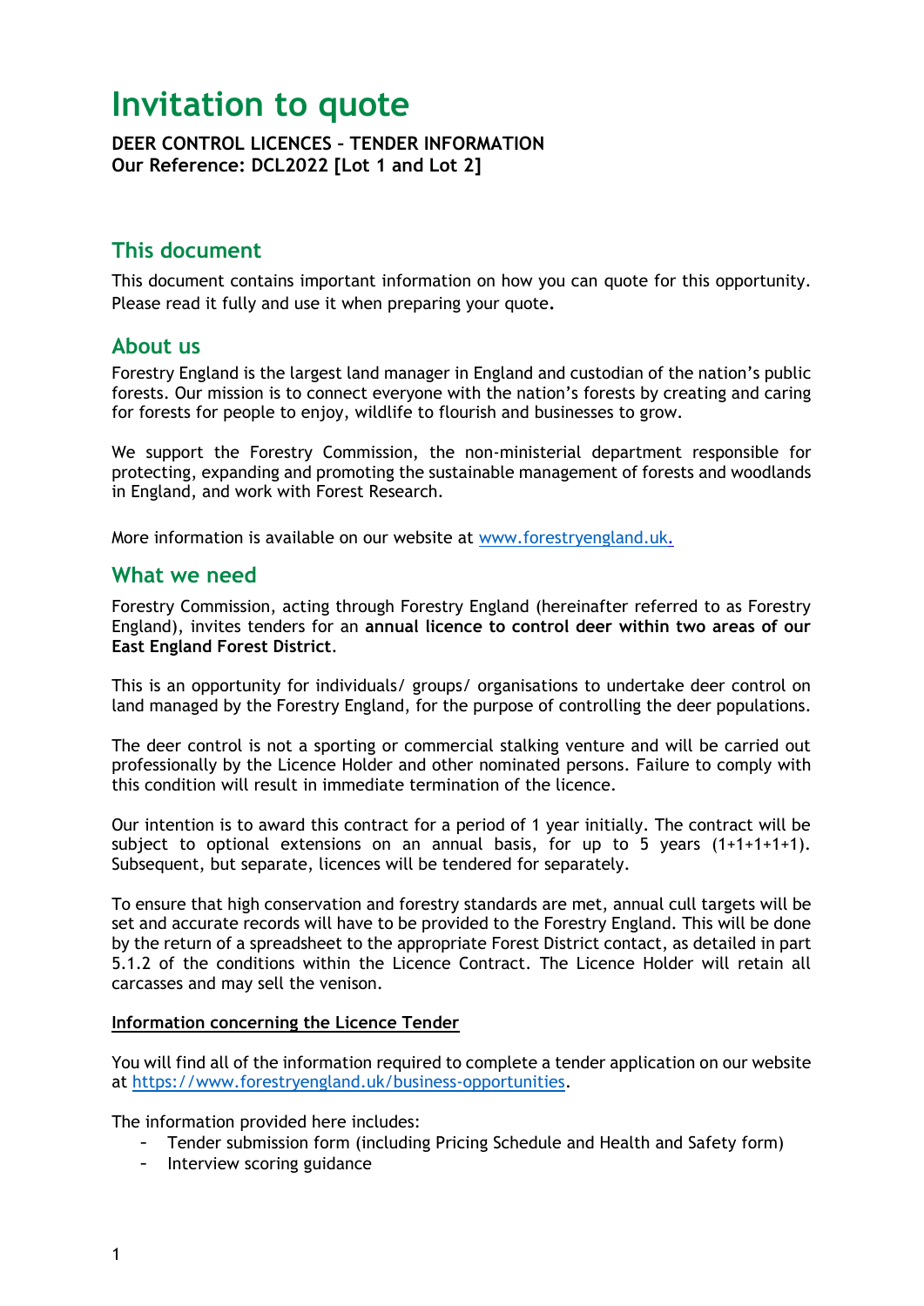# Invitation to quote

**DEER CONTROL LICENCES – TENDER INFORMATION**
**Our Reference: DCL2022 [Lot 1 and Lot 2]**

## This document

This document contains important information on how you can quote for this opportunity. Please read it fully and use it when preparing your quote.

## About us

Forestry England is the largest land manager in England and custodian of the nation's public forests. Our mission is to connect everyone with the nation's forests by creating and caring for forests for people to enjoy, wildlife to flourish and businesses to grow.

We support the Forestry Commission, the non-ministerial department responsible for protecting, expanding and promoting the sustainable management of forests and woodlands in England, and work with Forest Research.

More information is available on our website at [www.forestryengland.uk.](www.forestryengland.uk)

## What we need

Forestry Commission, acting through Forestry England (hereinafter referred to as Forestry England), invites tenders for an **annual licence to control deer within two areas of our East England Forest District**.

This is an opportunity for individuals/ groups/ organisations to undertake deer control on land managed by the Forestry England, for the purpose of controlling the deer populations.

The deer control is not a sporting or commercial stalking venture and will be carried out professionally by the Licence Holder and other nominated persons. Failure to comply with this condition will result in immediate termination of the licence.

Our intention is to award this contract for a period of 1 year initially. The contract will be subject to optional extensions on an annual basis, for up to 5 years (1+1+1+1+1). Subsequent, but separate, licences will be tendered for separately.

To ensure that high conservation and forestry standards are met, annual cull targets will be set and accurate records will have to be provided to the Forestry England. This will be done by the return of a spreadsheet to the appropriate Forest District contact, as detailed in part 5.1.2 of the conditions within the Licence Contract. The Licence Holder will retain all carcasses and may sell the venison.

<u>**Information concerning the Licence Tender**</u>

You will find all of the information required to complete a tender application on our website at [https://www.forestryengland.uk/business-opportunities](https://www.forestryengland.uk/business-opportunities).

The information provided here includes:

- Tender submission form (including Pricing Schedule and Health and Safety form)
- Interview scoring guidance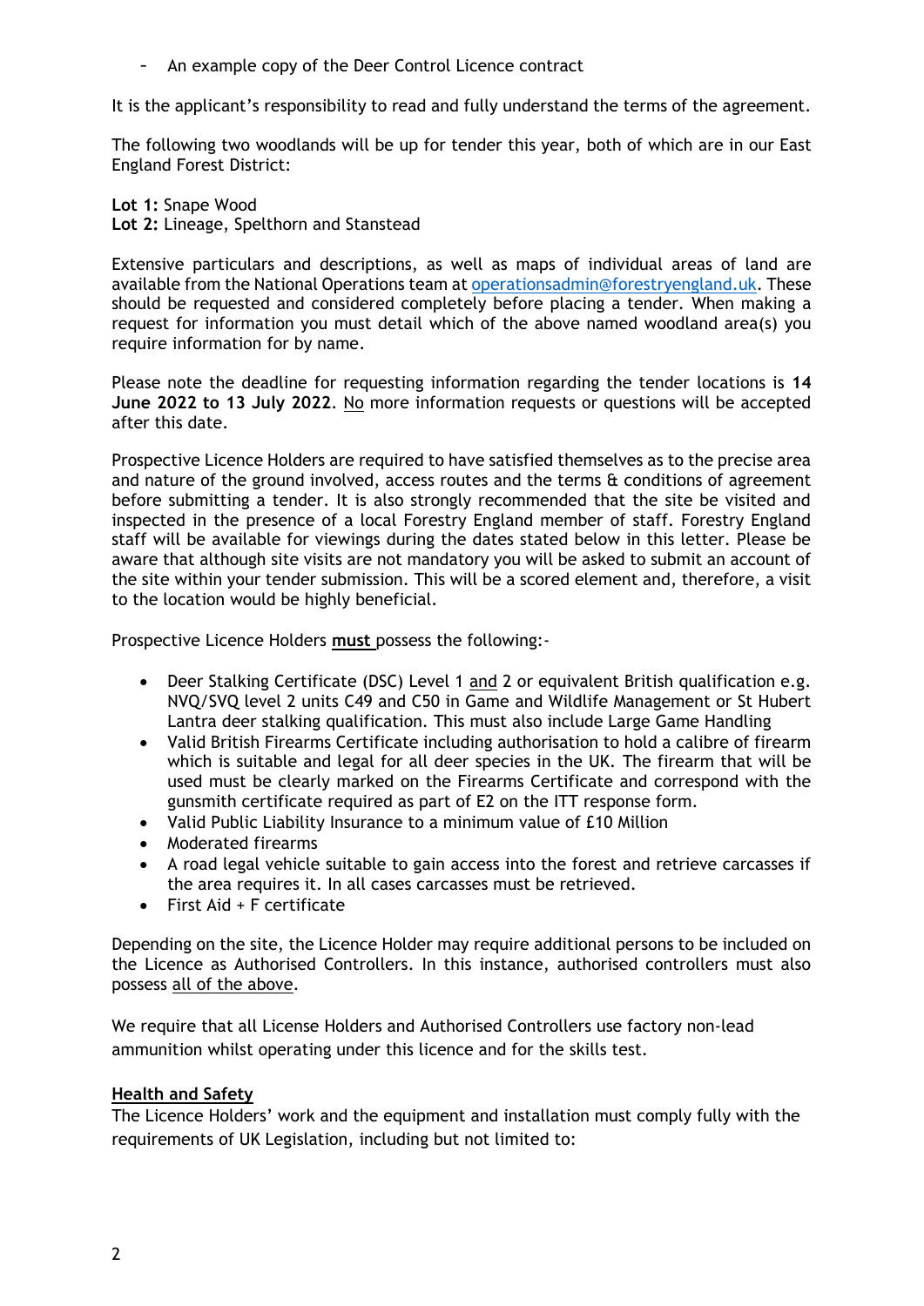- An example copy of the Deer Control Licence contract

It is the applicant's responsibility to read and fully understand the terms of the agreement.

The following two woodlands will be up for tender this year, both of which are in our East England Forest District:

**Lot 1:** Snape Wood
**Lot 2:** Lineage, Spelthorn and Stanstead

Extensive particulars and descriptions, as well as maps of individual areas of land are available from the National Operations team at [operationsadmin@forestryengland.uk](mailto:operationsadmin@forestryengland.uk). These should be requested and considered completely before placing a tender. When making a request for information you must detail which of the above named woodland area(s) you require information for by name.

Please note the deadline for requesting information regarding the tender locations is **14 June 2022 to 13 July 2022**. No more information requests or questions will be accepted after this date.

Prospective Licence Holders are required to have satisfied themselves as to the precise area and nature of the ground involved, access routes and the terms & conditions of agreement before submitting a tender. It is also strongly recommended that the site be visited and inspected in the presence of a local Forestry England member of staff. Forestry England staff will be available for viewings during the dates stated below in this letter. Please be aware that although site visits are not mandatory you will be asked to submit an account of the site within your tender submission. This will be a scored element and, therefore, a visit to the location would be highly beneficial.

Prospective Licence Holders **must** possess the following:-

- Deer Stalking Certificate (DSC) Level 1 and 2 or equivalent British qualification e.g. NVQ/SVQ level 2 units C49 and C50 in Game and Wildlife Management or St Hubert Lantra deer stalking qualification. This must also include Large Game Handling
- Valid British Firearms Certificate including authorisation to hold a calibre of firearm which is suitable and legal for all deer species in the UK. The firearm that will be used must be clearly marked on the Firearms Certificate and correspond with the gunsmith certificate required as part of E2 on the ITT response form.
- Valid Public Liability Insurance to a minimum value of £10 Million
- Moderated firearms
- A road legal vehicle suitable to gain access into the forest and retrieve carcasses if the area requires it. In all cases carcasses must be retrieved.
- First Aid + F certificate

Depending on the site, the Licence Holder may require additional persons to be included on the Licence as Authorised Controllers. In this instance, authorised controllers must also possess all of the above.

We require that all License Holders and Authorised Controllers use factory non-lead ammunition whilst operating under this licence and for the skills test.

## Health and Safety

The Licence Holders' work and the equipment and installation must comply fully with the requirements of UK Legislation, including but not limited to: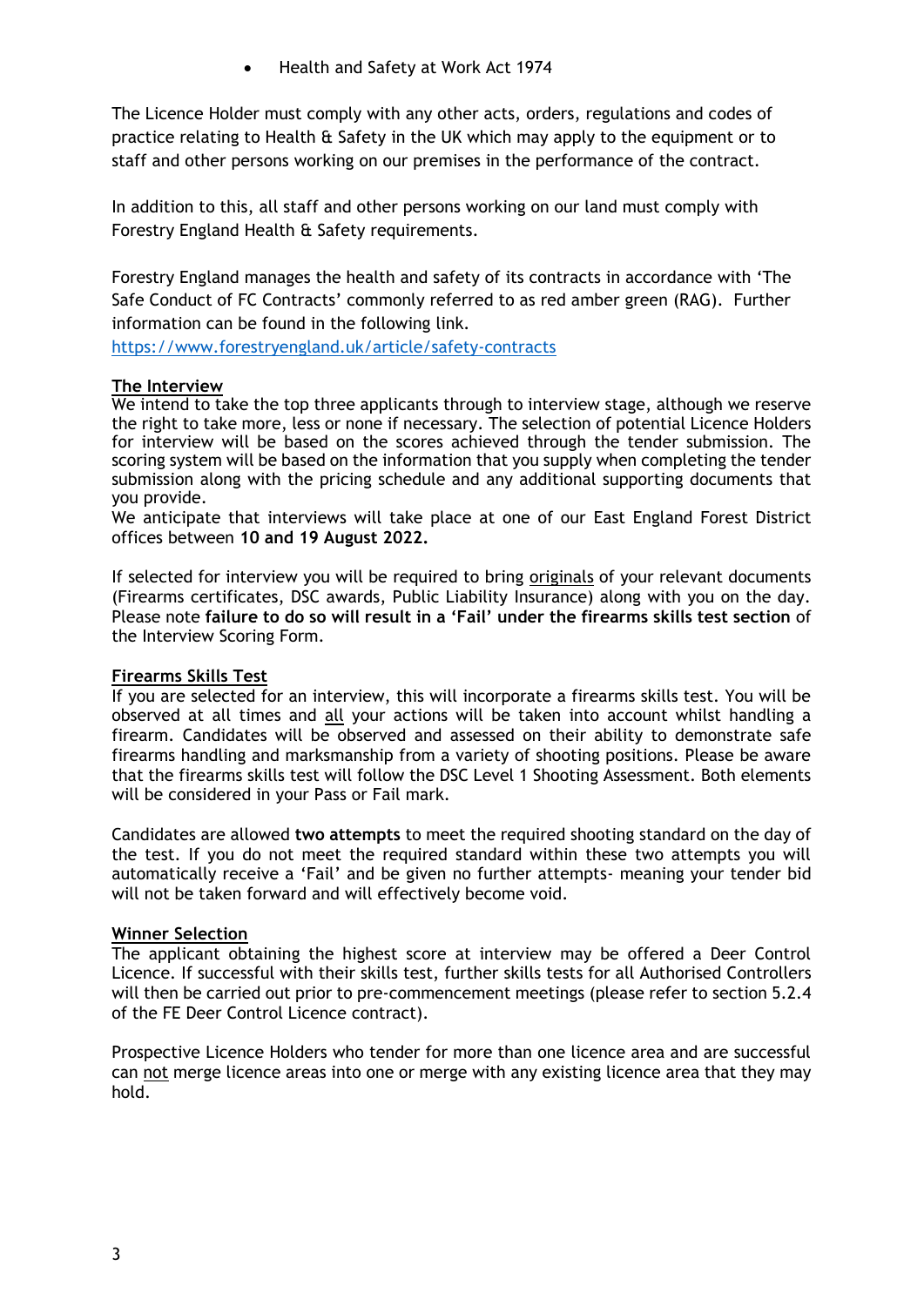- Health and Safety at Work Act 1974

The Licence Holder must comply with any other acts, orders, regulations and codes of practice relating to Health & Safety in the UK which may apply to the equipment or to staff and other persons working on our premises in the performance of the contract.

In addition to this, all staff and other persons working on our land must comply with Forestry England Health & Safety requirements.

Forestry England manages the health and safety of its contracts in accordance with 'The Safe Conduct of FC Contracts' commonly referred to as red amber green (RAG). Further information can be found in the following link.
https://www.forestryengland.uk/article/safety-contracts

## The Interview

We intend to take the top three applicants through to interview stage, although we reserve the right to take more, less or none if necessary. The selection of potential Licence Holders for interview will be based on the scores achieved through the tender submission. The scoring system will be based on the information that you supply when completing the tender submission along with the pricing schedule and any additional supporting documents that you provide.
We anticipate that interviews will take place at one of our East England Forest District offices between **10 and 19 August 2022.**

If selected for interview you will be required to bring originals of your relevant documents (Firearms certificates, DSC awards, Public Liability Insurance) along with you on the day. Please note **failure to do so will result in a 'Fail' under the firearms skills test section** of the Interview Scoring Form.

## Firearms Skills Test

If you are selected for an interview, this will incorporate a firearms skills test. You will be observed at all times and all your actions will be taken into account whilst handling a firearm. Candidates will be observed and assessed on their ability to demonstrate safe firearms handling and marksmanship from a variety of shooting positions. Please be aware that the firearms skills test will follow the DSC Level 1 Shooting Assessment. Both elements will be considered in your Pass or Fail mark.

Candidates are allowed **two attempts** to meet the required shooting standard on the day of the test. If you do not meet the required standard within these two attempts you will automatically receive a 'Fail' and be given no further attempts- meaning your tender bid will not be taken forward and will effectively become void.

## Winner Selection

The applicant obtaining the highest score at interview may be offered a Deer Control Licence. If successful with their skills test, further skills tests for all Authorised Controllers will then be carried out prior to pre-commencement meetings (please refer to section 5.2.4 of the FE Deer Control Licence contract).

Prospective Licence Holders who tender for more than one licence area and are successful can not merge licence areas into one or merge with any existing licence area that they may hold.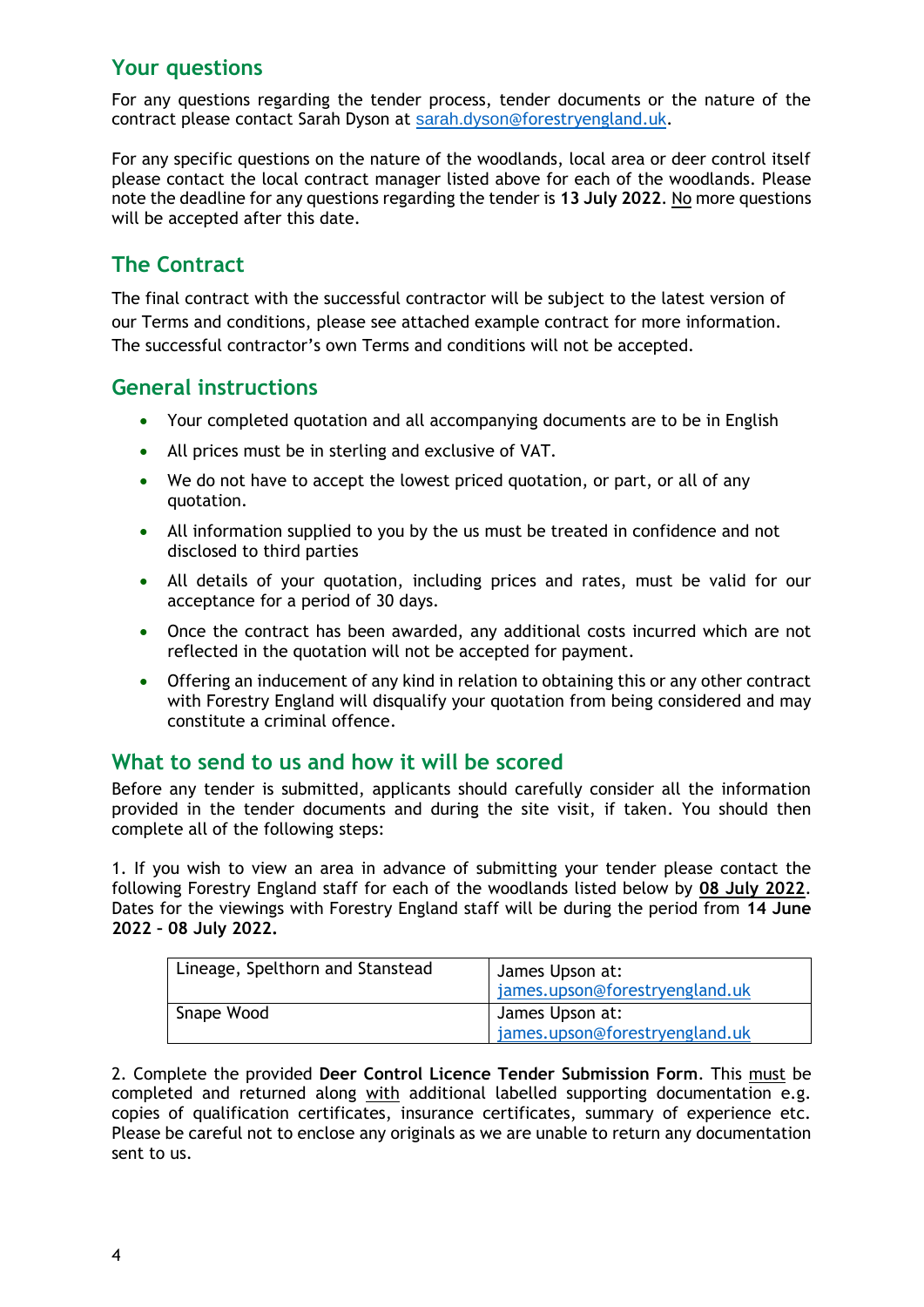## Your questions

For any questions regarding the tender process, tender documents or the nature of the contract please contact Sarah Dyson at sarah.dyson@forestryengland.uk.

For any specific questions on the nature of the woodlands, local area or deer control itself please contact the local contract manager listed above for each of the woodlands. Please note the deadline for any questions regarding the tender is **13 July 2022**. No more questions will be accepted after this date.

## The Contract

The final contract with the successful contractor will be subject to the latest version of our Terms and conditions, please see attached example contract for more information. The successful contractor's own Terms and conditions will not be accepted.

## General instructions

- Your completed quotation and all accompanying documents are to be in English
- All prices must be in sterling and exclusive of VAT.
- We do not have to accept the lowest priced quotation, or part, or all of any quotation.
- All information supplied to you by the us must be treated in confidence and not disclosed to third parties
- All details of your quotation, including prices and rates, must be valid for our acceptance for a period of 30 days.
- Once the contract has been awarded, any additional costs incurred which are not reflected in the quotation will not be accepted for payment.
- Offering an inducement of any kind in relation to obtaining this or any other contract with Forestry England will disqualify your quotation from being considered and may constitute a criminal offence.

## What to send to us and how it will be scored

Before any tender is submitted, applicants should carefully consider all the information provided in the tender documents and during the site visit, if taken. You should then complete all of the following steps:

1. If you wish to view an area in advance of submitting your tender please contact the following Forestry England staff for each of the woodlands listed below by **08 July 2022**. Dates for the viewings with Forestry England staff will be during the period from **14 June 2022 – 08 July 2022.**

| Lineage, Spelthorn and Stanstead | James Upson at: james.upson@forestryengland.uk |
|---|---|
| Snape Wood | James Upson at: james.upson@forestryengland.uk |

2. Complete the provided **Deer Control Licence Tender Submission Form**. This must be completed and returned along with additional labelled supporting documentation e.g. copies of qualification certificates, insurance certificates, summary of experience etc. Please be careful not to enclose any originals as we are unable to return any documentation sent to us.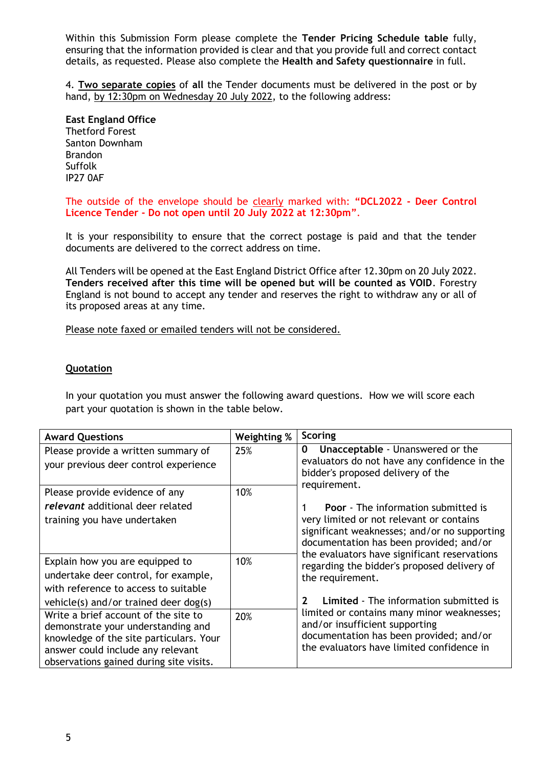Within this Submission Form please complete the **Tender Pricing Schedule table** fully, ensuring that the information provided is clear and that you provide full and correct contact details, as requested. Please also complete the **Health and Safety questionnaire** in full.

4. **Two separate copies** of **all** the Tender documents must be delivered in the post or by hand, by 12:30pm on Wednesday 20 July 2022, to the following address:

**East England Office**
Thetford Forest
Santon Downham
Brandon
Suffolk
IP27 0AF

The outside of the envelope should be clearly marked with: **"DCL2022 - Deer Control Licence Tender - Do not open until 20 July 2022 at 12:30pm"**.

It is your responsibility to ensure that the correct postage is paid and that the tender documents are delivered to the correct address on time.

All Tenders will be opened at the East England District Office after 12.30pm on 20 July 2022. **Tenders received after this time will be opened but will be counted as VOID**. Forestry England is not bound to accept any tender and reserves the right to withdraw any or all of its proposed areas at any time.

Please note faxed or emailed tenders will not be considered.

## Quotation

In your quotation you must answer the following award questions. How we will score each part your quotation is shown in the table below.

| Award Questions | Weighting % | Scoring |
|---|---|---|
| Please provide a written summary of your previous deer control experience | 25% | **0 Unacceptable** - Unanswered or the evaluators do not have any confidence in the bidder's proposed delivery of the requirement.<br><br>1 **Poor** - The information submitted is very limited or not relevant or contains significant weaknesses; and/or no supporting documentation has been provided; and/or the evaluators have significant reservations regarding the bidder's proposed delivery of the requirement.<br><br>**2 Limited** - The information submitted is limited or contains many minor weaknesses; and/or insufficient supporting documentation has been provided; and/or the evaluators have limited confidence in |
| Please provide evidence of any ***relevant*** additional deer related training you have undertaken | 10% | |
| Explain how you are equipped to undertake deer control, for example, with reference to access to suitable vehicle(s) and/or trained deer dog(s) | 10% | |
| Write a brief account of the site to demonstrate your understanding and knowledge of the site particulars. Your answer could include any relevant observations gained during site visits. | 20% | |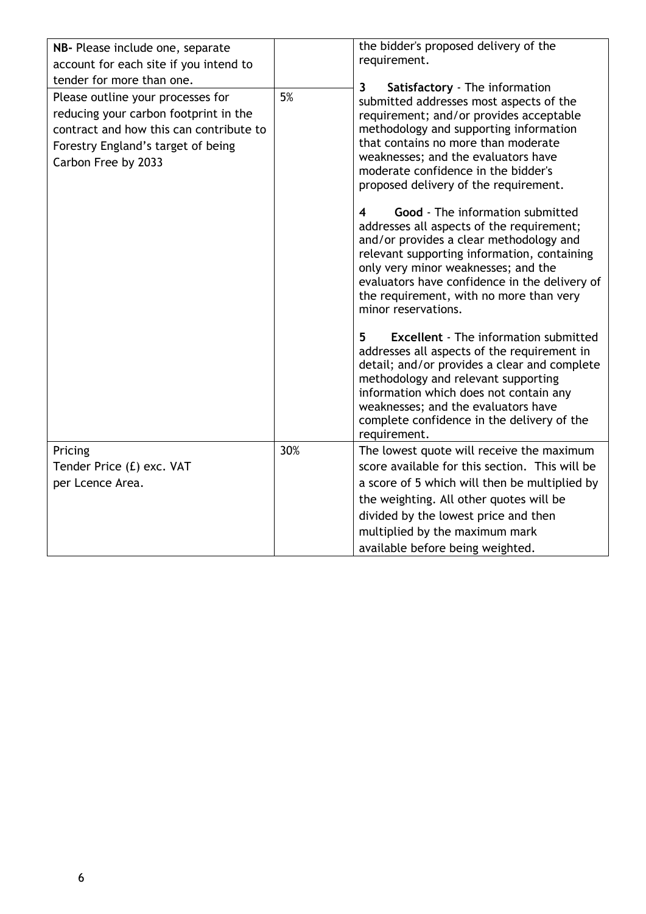| | | |
|---|---|---|
| **NB-** Please include one, separate account for each site if you intend to tender for more than one. | | the bidder's proposed delivery of the requirement. |
| Please outline your processes for reducing your carbon footprint in the contract and how this can contribute to Forestry England's target of being Carbon Free by 2033 | 5% | **3 Satisfactory** - The information submitted addresses most aspects of the requirement; and/or provides acceptable methodology and supporting information that contains no more than moderate weaknesses; and the evaluators have moderate confidence in the bidder's proposed delivery of the requirement.<br><br>**4 Good** - The information submitted addresses all aspects of the requirement; and/or provides a clear methodology and relevant supporting information, containing only very minor weaknesses; and the evaluators have confidence in the delivery of the requirement, with no more than very minor reservations.<br><br>**5 Excellent** - The information submitted addresses all aspects of the requirement in detail; and/or provides a clear and complete methodology and relevant supporting information which does not contain any weaknesses; and the evaluators have complete confidence in the delivery of the requirement. |
| Pricing<br>Tender Price (£) exc. VAT per Lcence Area. | 30% | The lowest quote will receive the maximum score available for this section. This will be a score of 5 which will then be multiplied by the weighting. All other quotes will be divided by the lowest price and then multiplied by the maximum mark available before being weighted. |